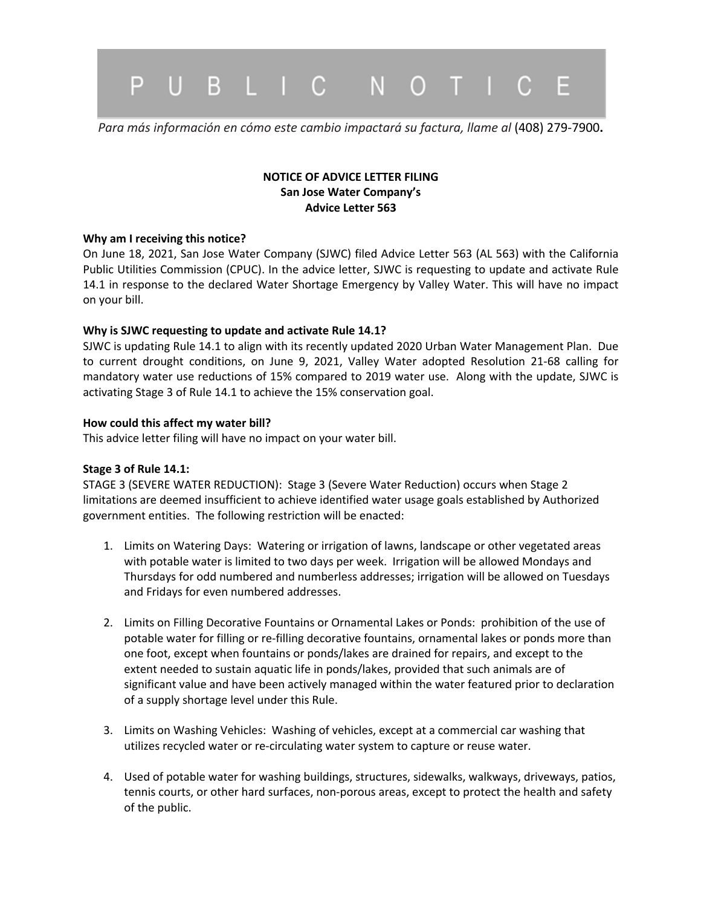# P U B L I C   N O T I C E

*Para más información en cómo este cambio impactará su factura, llame al* (408) 279-7900**.**

**NOTICE OF ADVICE LETTER FILING**
**San Jose Water Company's**
**Advice Letter 563**

**Why am I receiving this notice?**

On June 18, 2021, San Jose Water Company (SJWC) filed Advice Letter 563 (AL 563) with the California Public Utilities Commission (CPUC). In the advice letter, SJWC is requesting to update and activate Rule 14.1 in response to the declared Water Shortage Emergency by Valley Water. This will have no impact on your bill.

**Why is SJWC requesting to update and activate Rule 14.1?**

SJWC is updating Rule 14.1 to align with its recently updated 2020 Urban Water Management Plan. Due to current drought conditions, on June 9, 2021, Valley Water adopted Resolution 21-68 calling for mandatory water use reductions of 15% compared to 2019 water use. Along with the update, SJWC is activating Stage 3 of Rule 14.1 to achieve the 15% conservation goal.

**How could this affect my water bill?**

This advice letter filing will have no impact on your water bill.

**Stage 3 of Rule 14.1:**

STAGE 3 (SEVERE WATER REDUCTION): Stage 3 (Severe Water Reduction) occurs when Stage 2 limitations are deemed insufficient to achieve identified water usage goals established by Authorized government entities. The following restriction will be enacted:

1. Limits on Watering Days: Watering or irrigation of lawns, landscape or other vegetated areas with potable water is limited to two days per week. Irrigation will be allowed Mondays and Thursdays for odd numbered and numberless addresses; irrigation will be allowed on Tuesdays and Fridays for even numbered addresses.

2. Limits on Filling Decorative Fountains or Ornamental Lakes or Ponds: prohibition of the use of potable water for filling or re-filling decorative fountains, ornamental lakes or ponds more than one foot, except when fountains or ponds/lakes are drained for repairs, and except to the extent needed to sustain aquatic life in ponds/lakes, provided that such animals are of significant value and have been actively managed within the water featured prior to declaration of a supply shortage level under this Rule.

3. Limits on Washing Vehicles: Washing of vehicles, except at a commercial car washing that utilizes recycled water or re-circulating water system to capture or reuse water.

4. Used of potable water for washing buildings, structures, sidewalks, walkways, driveways, patios, tennis courts, or other hard surfaces, non-porous areas, except to protect the health and safety of the public.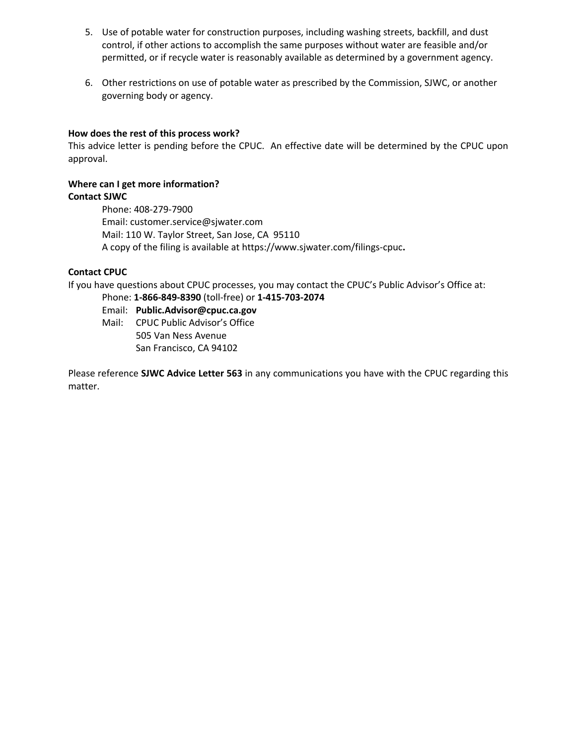5. Use of potable water for construction purposes, including washing streets, backfill, and dust control, if other actions to accomplish the same purposes without water are feasible and/or permitted, or if recycle water is reasonably available as determined by a government agency.

6. Other restrictions on use of potable water as prescribed by the Commission, SJWC, or another governing body or agency.

**How does the rest of this process work?**
This advice letter is pending before the CPUC. An effective date will be determined by the CPUC upon approval.

**Where can I get more information?**
**Contact SJWC**

Phone: 408-279-7900
Email: customer.service@sjwater.com
Mail: 110 W. Taylor Street, San Jose, CA 95110
A copy of the filing is available at https://www.sjwater.com/filings-cpuc**.**

**Contact CPUC**
If you have questions about CPUC processes, you may contact the CPUC's Public Advisor's Office at:

Phone: **1-866-849-8390** (toll-free) or **1-415-703-2074**
Email: **Public.Advisor@cpuc.ca.gov**
Mail: CPUC Public Advisor's Office
505 Van Ness Avenue
San Francisco, CA 94102

Please reference **SJWC Advice Letter 563** in any communications you have with the CPUC regarding this matter.